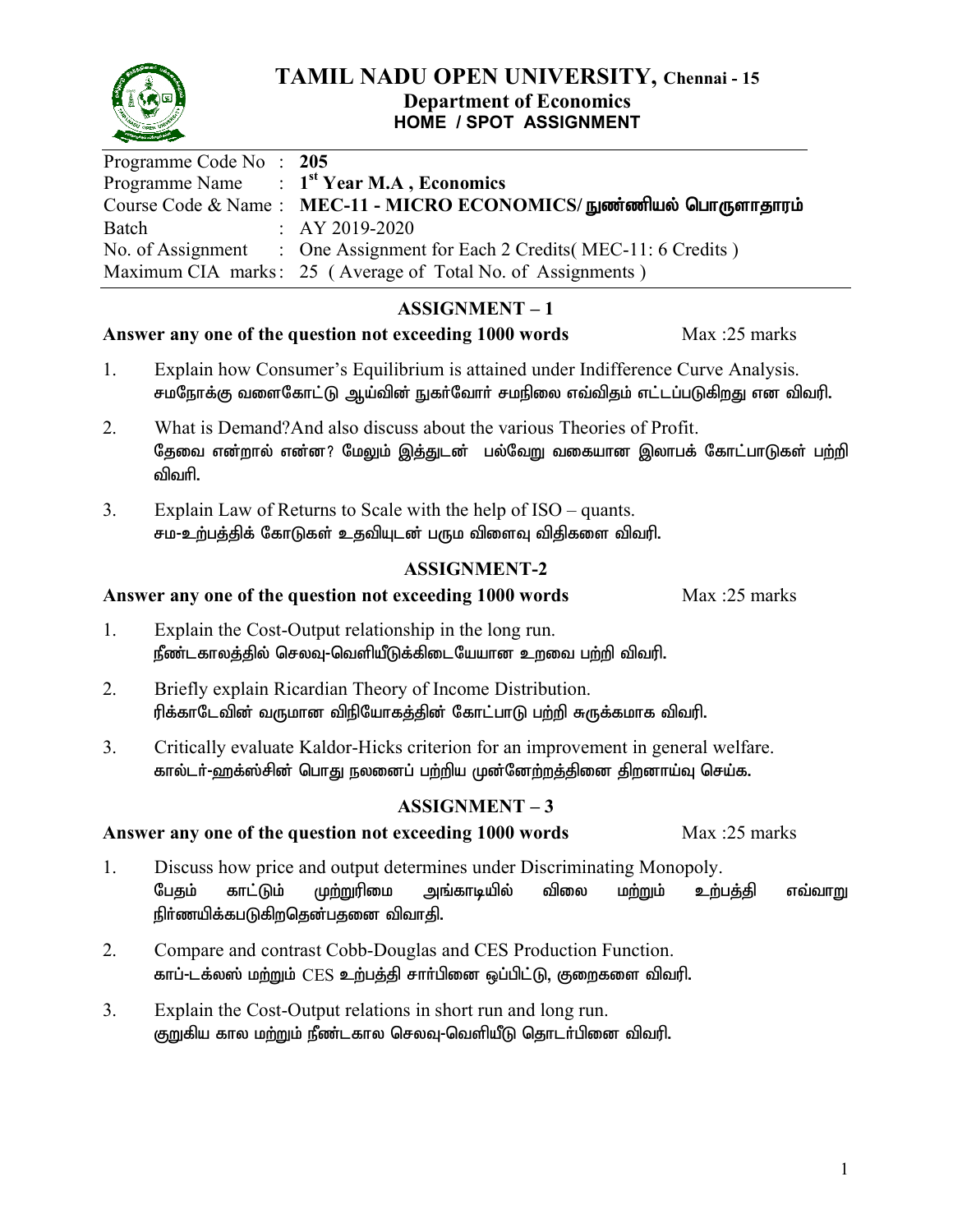# TAMIL NADU OPEN UNIVERSITY, Chennai - 15

## Department of Economics

## HOME / SPOT ASSIGNMENT

| | | |
|---|---|---|
| Programme Code No | : | **205** |
| Programme Name | : | **1st Year M.A , Economics** |
| Course Code & Name | : | **MEC-11 - MICRO ECONOMICS/ நுண்ணியல் பொருளாதாரம்** |
| Batch | : | AY 2019-2020 |
| No. of Assignment | : | One Assignment for Each 2 Credits( MEC-11: 6 Credits ) |
| Maximum CIA marks | : | 25 ( Average of Total No. of Assignments ) |

### ASSIGNMENT – 1

**Answer any one of the question not exceeding 1000 words** Max :25 marks

1. Explain how Consumer's Equilibrium is attained under Indifference Curve Analysis.
   சமநோக்கு வளைகோட்டு ஆய்வின் நுகர்வோர் சமநிலை எவ்விதம் எட்டப்படுகிறது என விவரி.

2. What is Demand?And also discuss about the various Theories of Profit.
   தேவை என்றால் என்ன? மேலும் இத்துடன் பல்வேறு வகையான இலாபக் கோட்பாடுகள் பற்றி விவரி.

3. Explain Law of Returns to Scale with the help of ISO – quants.
   சம-உற்பத்திக் கோடுகள் உதவியுடன் பரும விளைவு விதிகளை விவரி.

### ASSIGNMENT-2

**Answer any one of the question not exceeding 1000 words** Max :25 marks

1. Explain the Cost-Output relationship in the long run.
   நீண்டகாலத்தில் செலவு-வெளியீடுக்கிடையேயான உறவை பற்றி விவரி.

2. Briefly explain Ricardian Theory of Income Distribution.
   ரிக்காடோவின் வருமான விநியோகத்தின் கோட்பாடு பற்றி சுருக்கமாக விவரி.

3. Critically evaluate Kaldor-Hicks criterion for an improvement in general welfare.
   கால்டர்-ஹக்ஸ்சின் பொது நலனைப் பற்றிய முன்னேற்றத்தினை திறனாய்வு செய்க.

### ASSIGNMENT – 3

**Answer any one of the question not exceeding 1000 words** Max :25 marks

1. Discuss how price and output determines under Discriminating Monopoly.
   பேதம் காட்டும் முற்றுரிமை அங்காடியில் விலை மற்றும் உற்பத்தி எவ்வாறு நிர்ணயிக்கபடுகிறதென்பதனை விவாதி.

2. Compare and contrast Cobb-Douglas and CES Production Function.
   காப்-டக்லஸ் மற்றும் CES உற்பத்தி சார்பினை ஒப்பிட்டு, குறைகளை விவரி.

3. Explain the Cost-Output relations in short run and long run.
   குறுகிய கால மற்றும் நீண்டகால செலவு-வெளியீடு தொடர்பினை விவரி.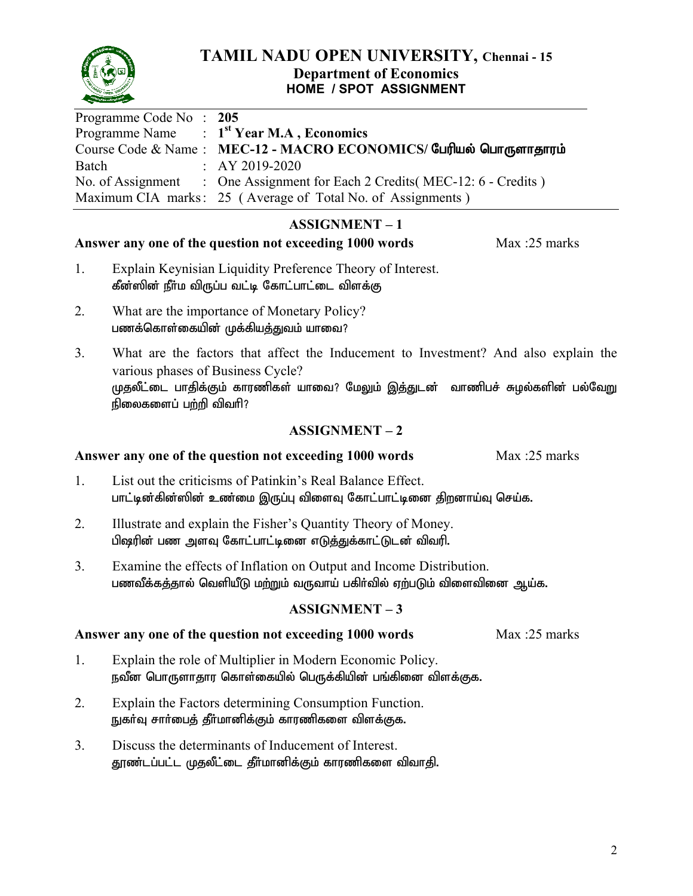# TAMIL NADU OPEN UNIVERSITY, Chennai - 15

## Department of Economics

### HOME / SPOT ASSIGNMENT

Programme Code No : **205**
Programme Name : **1st Year M.A , Economics**
Course Code & Name : **MEC-12 - MACRO ECONOMICS/ பேரியல் பொருளாதாரம்**
Batch : AY 2019-2020
No. of Assignment : One Assignment for Each 2 Credits( MEC-12: 6 - Credits )
Maximum CIA marks : 25 ( Average of Total No. of Assignments )

## ASSIGNMENT – 1

**Answer any one of the question not exceeding 1000 words** Max :25 marks

1. Explain Keynisian Liquidity Preference Theory of Interest.
   கீன்ஸின் நீர்ம விருப்ப வட்டி கோட்பாட்டை விளக்கு

2. What are the importance of Monetary Policy?
   பணக்கொள்கையின் முக்கியத்துவம் யாவை?

3. What are the factors that affect the Inducement to Investment? And also explain the various phases of Business Cycle?
   முதலீட்டை பாதிக்கும் காரணிகள் யாவை? மேலும் இத்துடன் வாணிபச் சுழல்களின் பல்வேறு நிலைகளைப் பற்றி விவரி?

## ASSIGNMENT – 2

**Answer any one of the question not exceeding 1000 words** Max :25 marks

1. List out the criticisms of Patinkin's Real Balance Effect.
   பாட்டின்கின்ஸின் உண்மை இருப்பு விளைவு கோட்பாட்டினை திறனாய்வு செய்க.

2. Illustrate and explain the Fisher's Quantity Theory of Money.
   பிஷரின் பண அளவு கோட்பாட்டினை எடுத்துக்காட்டுடன் விவரி.

3. Examine the effects of Inflation on Output and Income Distribution.
   பணவீக்கத்தால் வெளியீடு மற்றும் வருவாய் பகிர்வில் ஏற்படும் விளைவினை ஆய்க.

## ASSIGNMENT – 3

**Answer any one of the question not exceeding 1000 words** Max :25 marks

1. Explain the role of Multiplier in Modern Economic Policy.
   நவீன பொருளாதார கொள்கையில் பெருக்கியின் பங்கினை விளக்குக.

2. Explain the Factors determining Consumption Function.
   நுகர்வு சார்பைத் தீர்மானிக்கும் காரணிகளை விளக்குக.

3. Discuss the determinants of Inducement of Interest.
   தூண்டப்பட்ட முதலீட்டை தீர்மானிக்கும் காரணிகளை விவாதி.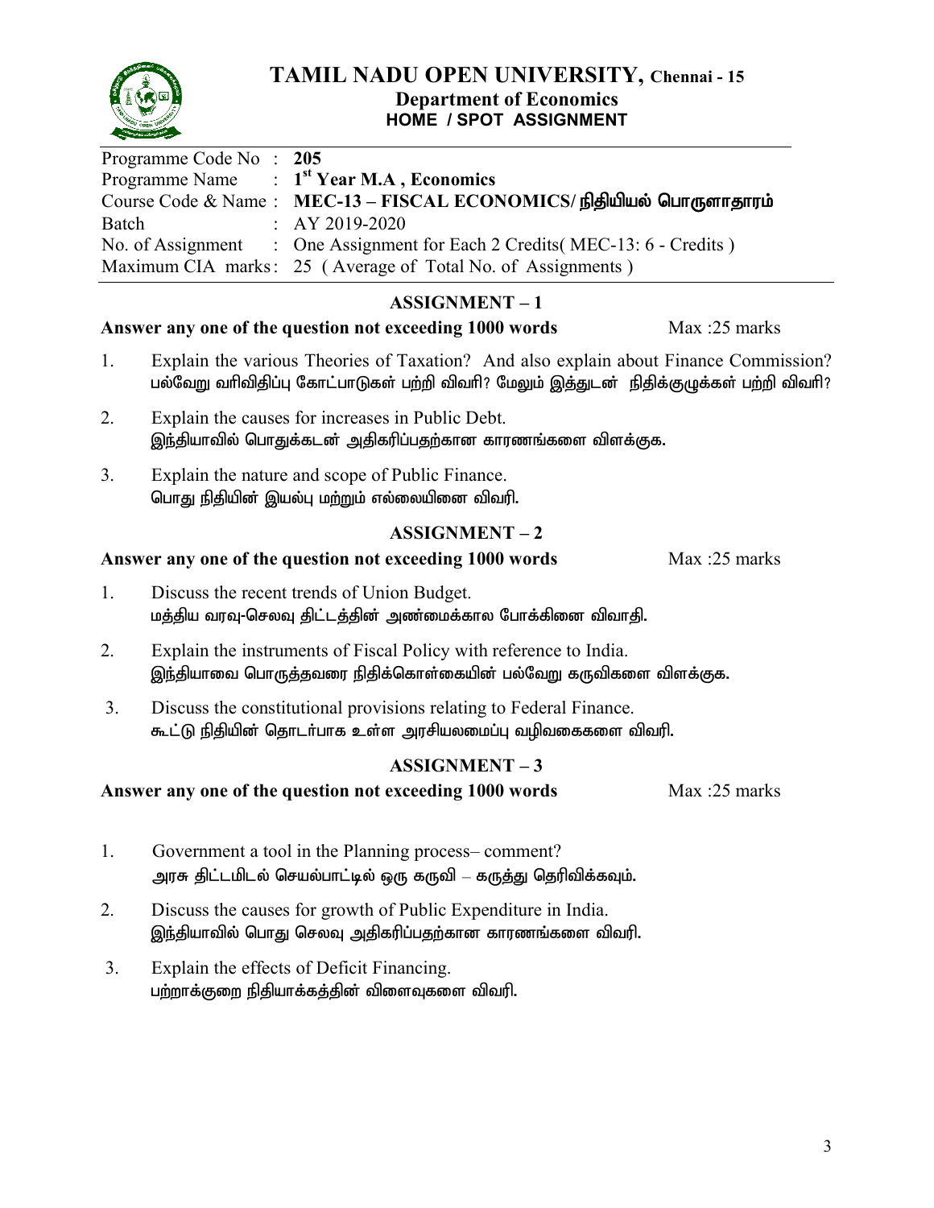# TAMIL NADU OPEN UNIVERSITY, Chennai - 15

## Department of Economics

### HOME / SPOT ASSIGNMENT

Programme Code No : **205**
Programme Name : **1st Year M.A , Economics**
Course Code & Name : **MEC-13 – FISCAL ECONOMICS/ நிதியியல் பொருளாதாரம்**
Batch : AY 2019-2020
No. of Assignment : One Assignment for Each 2 Credits( MEC-13: 6 - Credits )
Maximum CIA marks : 25 ( Average of Total No. of Assignments )

## ASSIGNMENT – 1

**Answer any one of the question not exceeding 1000 words** Max :25 marks

1. Explain the various Theories of Taxation? And also explain about Finance Commission?
   பல்வேறு வரிவிதிப்பு கோட்பாடுகள் பற்றி விவரி? மேலும் இத்துடன் நிதிக்குழுக்கள் பற்றி விவரி?

2. Explain the causes for increases in Public Debt.
   இந்தியாவில் பொதுக்கடன் அதிகரிப்பதற்கான காரணங்களை விளக்குக.

3. Explain the nature and scope of Public Finance.
   பொது நிதியின் இயல்பு மற்றும் எல்லையினை விவரி.

## ASSIGNMENT – 2

**Answer any one of the question not exceeding 1000 words** Max :25 marks

1. Discuss the recent trends of Union Budget.
   மத்திய வரவு-செலவு திட்டத்தின் அண்மைக்கால போக்கினை விவாதி.

2. Explain the instruments of Fiscal Policy with reference to India.
   இந்தியாவை பொருத்தவரை நிதிக்கொள்கையின் பல்வேறு கருவிகளை விளக்குக.

3. Discuss the constitutional provisions relating to Federal Finance.
   கூட்டு நிதியின் தொடர்பாக உள்ள அரசியலமைப்பு வழிவகைகளை விவரி.

## ASSIGNMENT – 3

**Answer any one of the question not exceeding 1000 words** Max :25 marks

1. Government a tool in the Planning process– comment?
   அரசு திட்டமிடல் செயல்பாட்டில் ஒரு கருவி – கருத்து தெரிவிக்கவும்.

2. Discuss the causes for growth of Public Expenditure in India.
   இந்தியாவில் பொது செலவு அதிகரிப்பதற்கான காரணங்களை விவரி.

3. Explain the effects of Deficit Financing.
   பற்றாக்குறை நிதியாக்கத்தின் விளைவுகளை விவரி.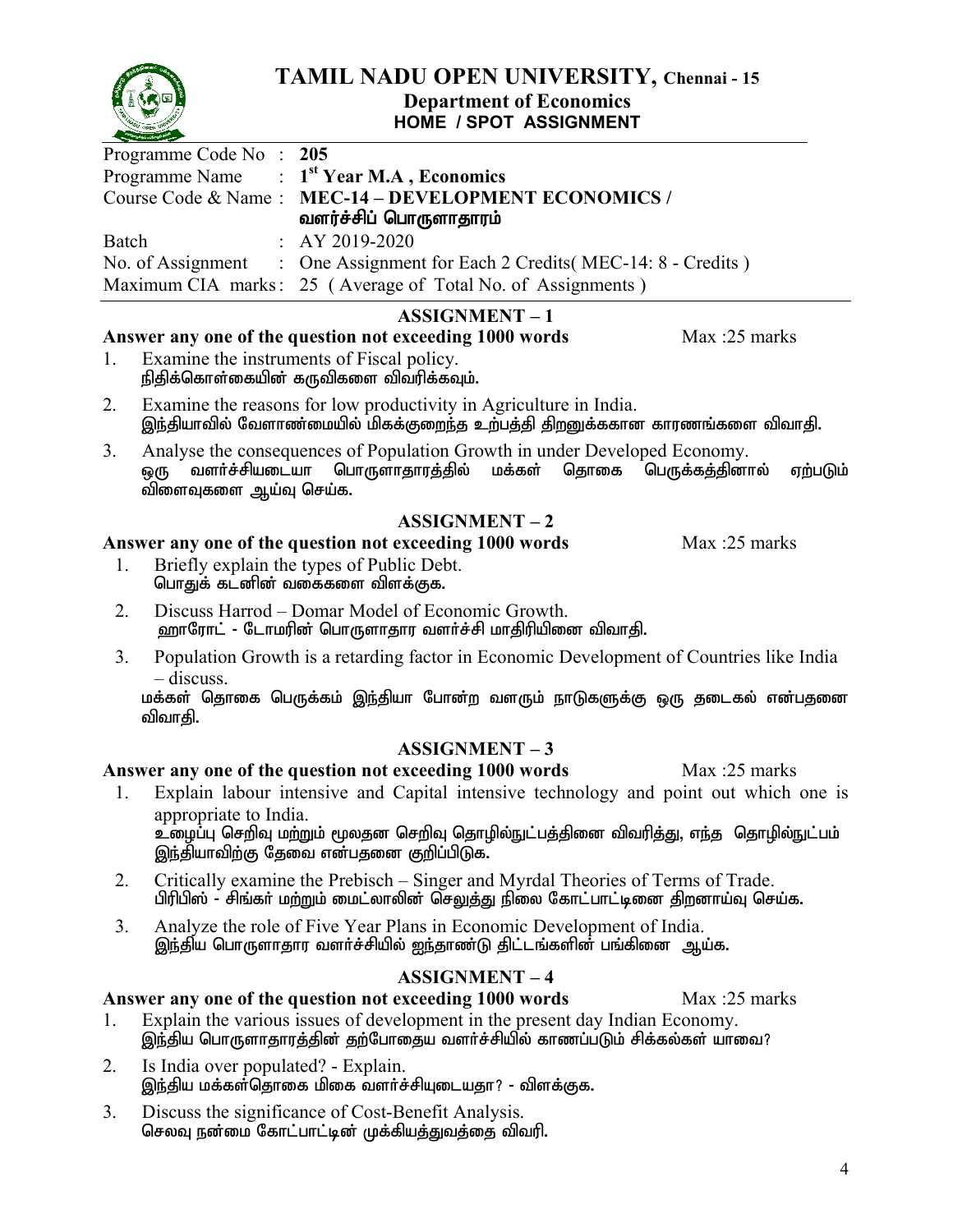# TAMIL NADU OPEN UNIVERSITY, Chennai - 15

## Department of Economics

## HOME / SPOT ASSIGNMENT

| | | |
|---|---|---|
| Programme Code No | : | **205** |
| Programme Name | : | **1st Year M.A , Economics** |
| Course Code & Name | : | **MEC-14 – DEVELOPMENT ECONOMICS / வளர்ச்சிப் பொருளாதாரம்** |
| Batch | : | AY 2019-2020 |
| No. of Assignment | : | One Assignment for Each 2 Credits( MEC-14: 8 - Credits ) |
| Maximum CIA marks | : | 25 ( Average of Total No. of Assignments ) |

### ASSIGNMENT – 1

**Answer any one of the question not exceeding 1000 words** Max :25 marks

1. Examine the instruments of Fiscal policy.
   நிதிக்கொள்கையின் கருவிகளை விவரிக்கவும்.
2. Examine the reasons for low productivity in Agriculture in India.
   இந்தியாவில் வேளாண்மையில் மிகக்குறைந்த உற்பத்தி திறனுக்ககான காரணங்களை விவாதி.
3. Analyse the consequences of Population Growth in under Developed Economy.
   ஒரு வளர்ச்சியடையா பொருளாதாரத்தில் மக்கள் தொகை பெருக்கத்தினால் ஏற்படும் விளைவுகளை ஆய்வு செய்க.

### ASSIGNMENT – 2

**Answer any one of the question not exceeding 1000 words** Max :25 marks

1. Briefly explain the types of Public Debt.
   பொதுக் கடனின் வகைகளை விளக்குக.
2. Discuss Harrod – Domar Model of Economic Growth.
   ஹாரோட் - டோமரின் பொருளாதார வளர்ச்சி மாதிரியினை விவாதி.
3. Population Growth is a retarding factor in Economic Development of Countries like India – discuss.
   மக்கள் தொகை பெருக்கம் இந்தியா போன்ற வளரும் நாடுகளுக்கு ஒரு தடைகல் என்பதனை விவாதி.

### ASSIGNMENT – 3

**Answer any one of the question not exceeding 1000 words** Max :25 marks

1. Explain labour intensive and Capital intensive technology and point out which one is appropriate to India.
   உழைப்பு செறிவு மற்றும் மூலதன செறிவு தொழில்நுட்பத்தினை விவரித்து, எந்த தொழில்நுட்பம் இந்தியாவிற்கு தேவை என்பதனை குறிப்பிடுக.
2. Critically examine the Prebisch – Singer and Myrdal Theories of Terms of Trade.
   பிரிபிஸ் - சிங்கர் மற்றும் மைட்லாலின் செலுத்து நிலை கோட்பாட்டினை திறனாய்வு செய்க.
3. Analyze the role of Five Year Plans in Economic Development of India.
   இந்திய பொருளாதார வளர்ச்சியில் ஐந்தாண்டு திட்டங்களின் பங்கினை ஆய்க.

### ASSIGNMENT – 4

**Answer any one of the question not exceeding 1000 words** Max :25 marks

1. Explain the various issues of development in the present day Indian Economy.
   இந்திய பொருளாதாரத்தின் தற்போதைய வளர்ச்சியில் காணப்படும் சிக்கல்கள் யாவை?
2. Is India over populated? - Explain.
   இந்திய மக்கள்தொகை மிகை வளர்ச்சியுடையதா? - விளக்குக.
3. Discuss the significance of Cost-Benefit Analysis.
   செலவு நன்மை கோட்பாட்டின் முக்கியத்துவத்தை விவரி.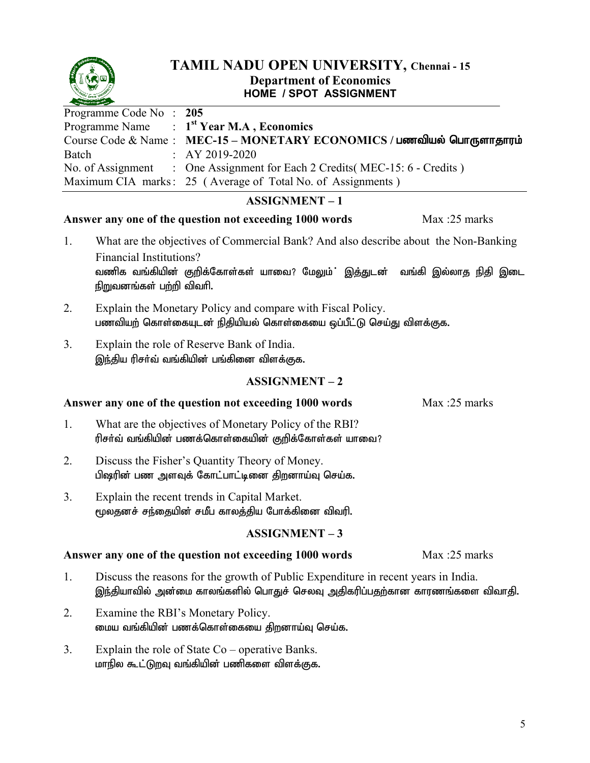# TAMIL NADU OPEN UNIVERSITY, Chennai - 15

## Department of Economics

### HOME / SPOT ASSIGNMENT

| | |
|---|---|
| Programme Code No | : **205** |
| Programme Name | : **1st Year M.A , Economics** |
| Course Code & Name | : **MEC-15 – MONETARY ECONOMICS / பணவியல் பொருளாதாரம்** |
| Batch | : AY 2019-2020 |
| No. of Assignment | : One Assignment for Each 2 Credits( MEC-15: 6 - Credits ) |
| Maximum CIA marks | : 25 ( Average of Total No. of Assignments ) |

## ASSIGNMENT – 1

**Answer any one of the question not exceeding 1000 words** Max :25 marks

1. What are the objectives of Commercial Bank? And also describe about the Non-Banking Financial Institutions?
   **வணிக வங்கியின் குறிக்கோள்கள் யாவை? மேலும்˙ இத்துடன் வங்கி இல்லாத நிதி இடை நிறுவனங்கள் பற்றி விவரி.**

2. Explain the Monetary Policy and compare with Fiscal Policy.
   **பணவியற் கொள்கையுடன் நிதியியல் கொள்கையை ஒப்பீட்டு செய்து விளக்குக.**

3. Explain the role of Reserve Bank of India.
   **இந்திய ரிசர்வ் வங்கியின் பங்கினை விளக்குக.**

## ASSIGNMENT – 2

**Answer any one of the question not exceeding 1000 words** Max :25 marks

1. What are the objectives of Monetary Policy of the RBI?
   **ரிசர்வ் வங்கியின் பணக்கொள்கையின் குறிக்கோள்கள் யாவை?**

2. Discuss the Fisher's Quantity Theory of Money.
   **பிஷரின் பண அளவுக் கோட்பாட்டினை திறனாய்வு செய்க.**

3. Explain the recent trends in Capital Market.
   **மூலதனச் சந்தையின் சமீப காலத்திய போக்கினை விவரி.**

## ASSIGNMENT – 3

**Answer any one of the question not exceeding 1000 words** Max :25 marks

1. Discuss the reasons for the growth of Public Expenditure in recent years in India.
   **இந்தியாவில் அன்மை காலங்களில் பொதுச் செலவு அதிகரிப்பதற்கான காரணங்களை விவாதி.**

2. Examine the RBI's Monetary Policy.
   **மைய வங்கியின் பணக்கொள்கையை திறனாய்வு செய்க.**

3. Explain the role of State Co – operative Banks.
   **மாநில கூட்டுறவு வங்கியின் பணிகளை விளக்குக.**